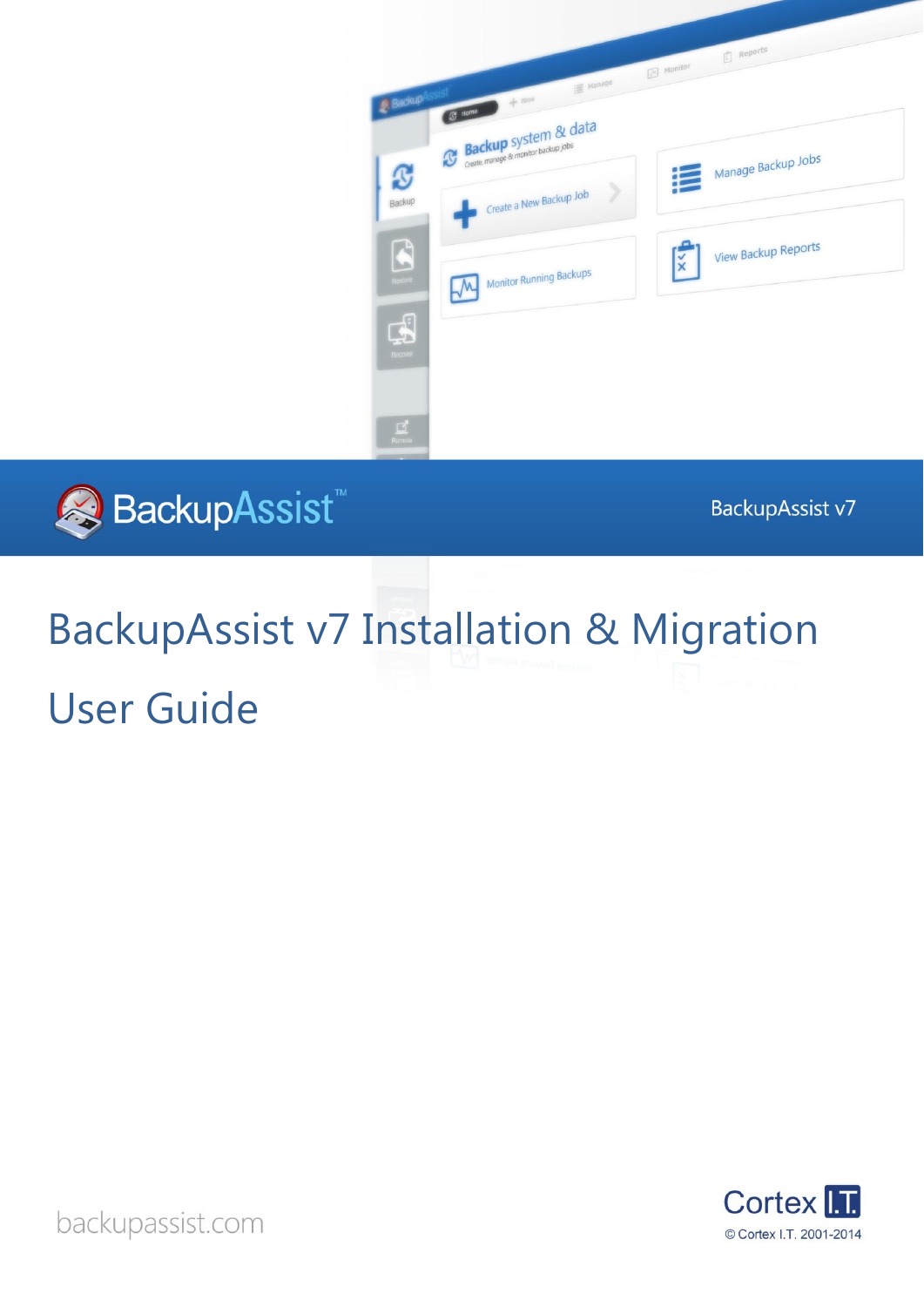BackupAssist™

BackupAssist v7

# BackupAssist v7 Installation & Migration User Guide

backupassist.com

Cortex I.T.

© Cortex I.T. 2001-2014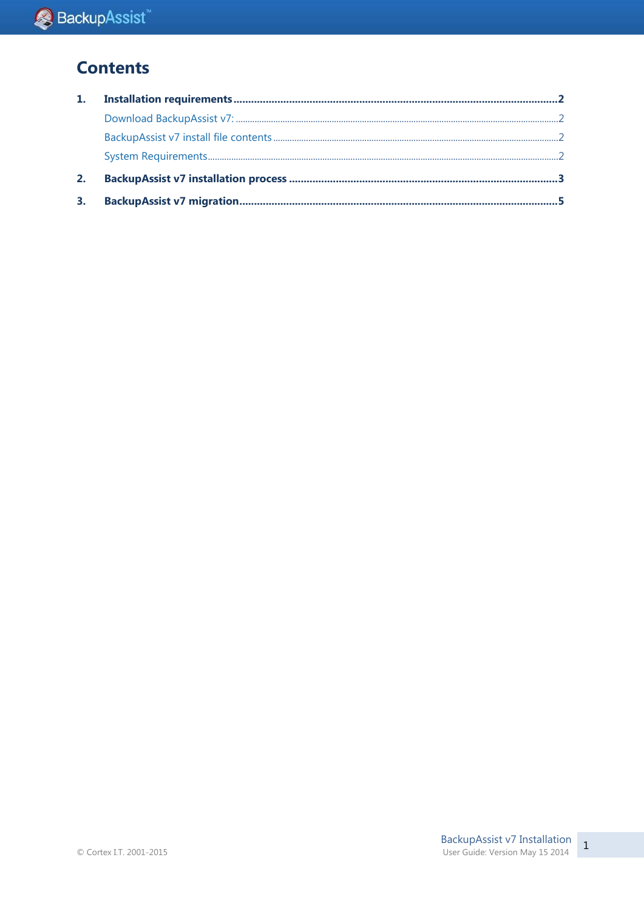# Contents

1. **Installation requirements** .......... 2
    - Download BackupAssist v7: .......... 2
    - BackupAssist v7 install file contents .......... 2
    - System Requirements .......... 2
2. **BackupAssist v7 installation process** .......... 3
3. **BackupAssist v7 migration** .......... 5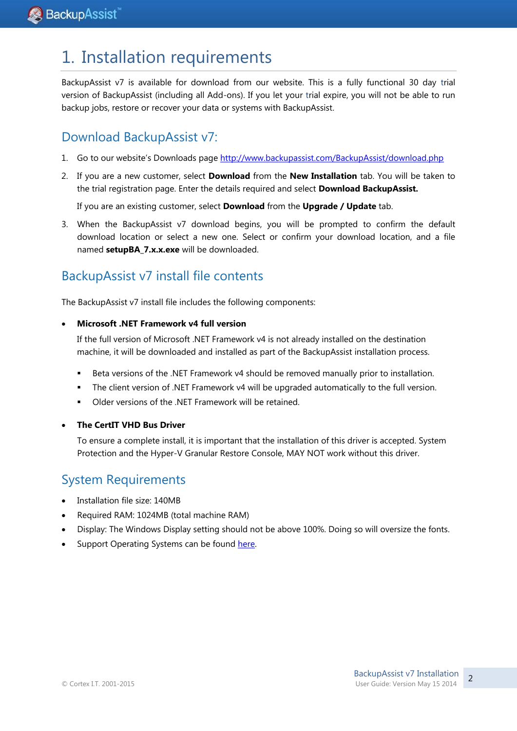# 1. Installation requirements

BackupAssist v7 is available for download from our website. This is a fully functional 30 day trial version of BackupAssist (including all Add-ons). If you let your trial expire, you will not be able to run backup jobs, restore or recover your data or systems with BackupAssist.

## Download BackupAssist v7:

1. Go to our website's Downloads page [http://www.backupassist.com/BackupAssist/download.php](http://www.backupassist.com/BackupAssist/download.php)
2. If you are a new customer, select **Download** from the **New Installation** tab. You will be taken to the trial registration page. Enter the details required and select **Download BackupAssist.**

   If you are an existing customer, select **Download** from the **Upgrade / Update** tab.
3. When the BackupAssist v7 download begins, you will be prompted to confirm the default download location or select a new one. Select or confirm your download location, and a file named **setupBA_7.x.x.exe** will be downloaded.

## BackupAssist v7 install file contents

The BackupAssist v7 install file includes the following components:

- **Microsoft .NET Framework v4 full version**

  If the full version of Microsoft .NET Framework v4 is not already installed on the destination machine, it will be downloaded and installed as part of the BackupAssist installation process.

  - Beta versions of the .NET Framework v4 should be removed manually prior to installation.
  - The client version of .NET Framework v4 will be upgraded automatically to the full version.
  - Older versions of the .NET Framework will be retained.

- **The CertIT VHD Bus Driver**

  To ensure a complete install, it is important that the installation of this driver is accepted. System Protection and the Hyper-V Granular Restore Console, MAY NOT work without this driver.

## System Requirements

- Installation file size: 140MB
- Required RAM: 1024MB (total machine RAM)
- Display: The Windows Display setting should not be above 100%. Doing so will oversize the fonts.
- Support Operating Systems can be found here.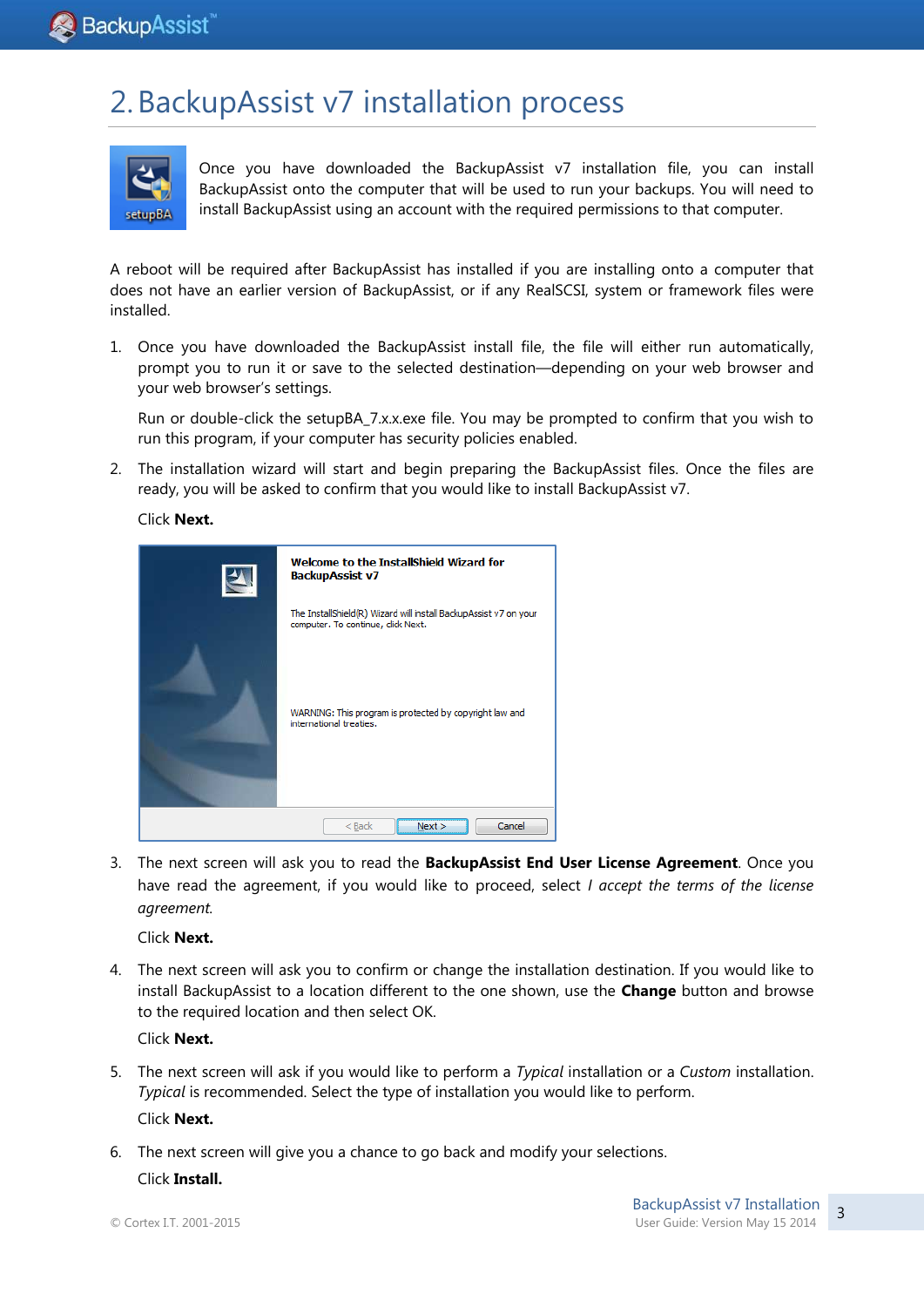# 2. BackupAssist v7 installation process

Once you have downloaded the BackupAssist v7 installation file, you can install BackupAssist onto the computer that will be used to run your backups. You will need to install BackupAssist using an account with the required permissions to that computer.

A reboot will be required after BackupAssist has installed if you are installing onto a computer that does not have an earlier version of BackupAssist, or if any RealSCSI, system or framework files were installed.

1. Once you have downloaded the BackupAssist install file, the file will either run automatically, prompt you to run it or save to the selected destination—depending on your web browser and your web browser's settings.

   Run or double-click the setupBA_7.x.x.exe file. You may be prompted to confirm that you wish to run this program, if your computer has security policies enabled.

2. The installation wizard will start and begin preparing the BackupAssist files. Once the files are ready, you will be asked to confirm that you would like to install BackupAssist v7.

   Click **Next.**

3. The next screen will ask you to read the **BackupAssist End User License Agreement**. Once you have read the agreement, if you would like to proceed, select *I accept the terms of the license agreement.*

   Click **Next.**

4. The next screen will ask you to confirm or change the installation destination. If you would like to install BackupAssist to a location different to the one shown, use the **Change** button and browse to the required location and then select OK.

   Click **Next.**

5. The next screen will ask if you would like to perform a *Typical* installation or a *Custom* installation. *Typical* is recommended. Select the type of installation you would like to perform.

   Click **Next.**

6. The next screen will give you a chance to go back and modify your selections.

   Click **Install.**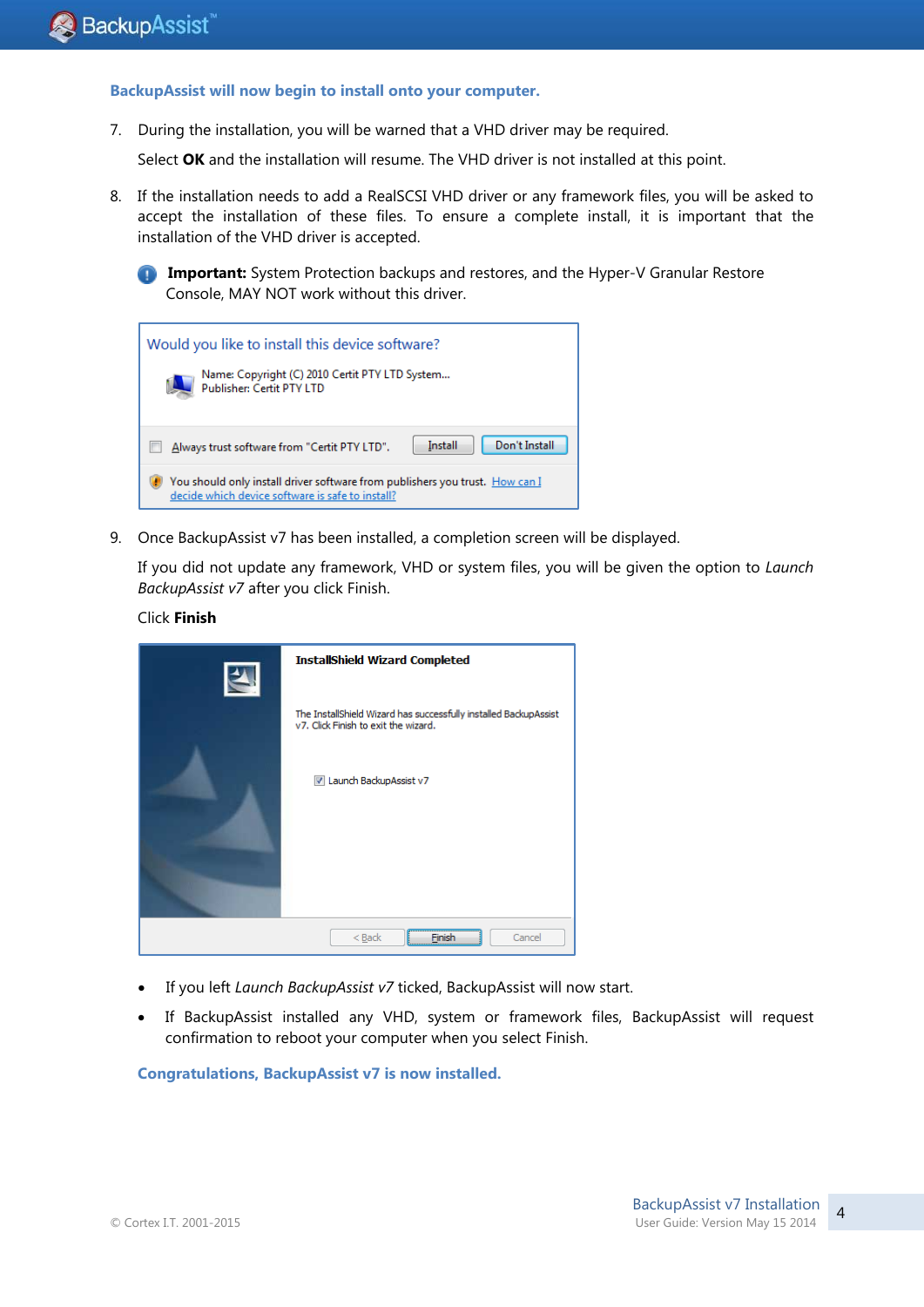**BackupAssist will now begin to install onto your computer.**

7. During the installation, you will be warned that a VHD driver may be required.

   Select **OK** and the installation will resume. The VHD driver is not installed at this point.

8. If the installation needs to add a RealSCSI VHD driver or any framework files, you will be asked to accept the installation of these files. To ensure a complete install, it is important that the installation of the VHD driver is accepted.

   **Important:** System Protection backups and restores, and the Hyper-V Granular Restore Console, MAY NOT work without this driver.

9. Once BackupAssist v7 has been installed, a completion screen will be displayed.

   If you did not update any framework, VHD or system files, you will be given the option to *Launch BackupAssist v7* after you click Finish.

   Click **Finish**

- If you left *Launch BackupAssist v7* ticked, BackupAssist will now start.
- If BackupAssist installed any VHD, system or framework files, BackupAssist will request confirmation to reboot your computer when you select Finish.

**Congratulations, BackupAssist v7 is now installed.**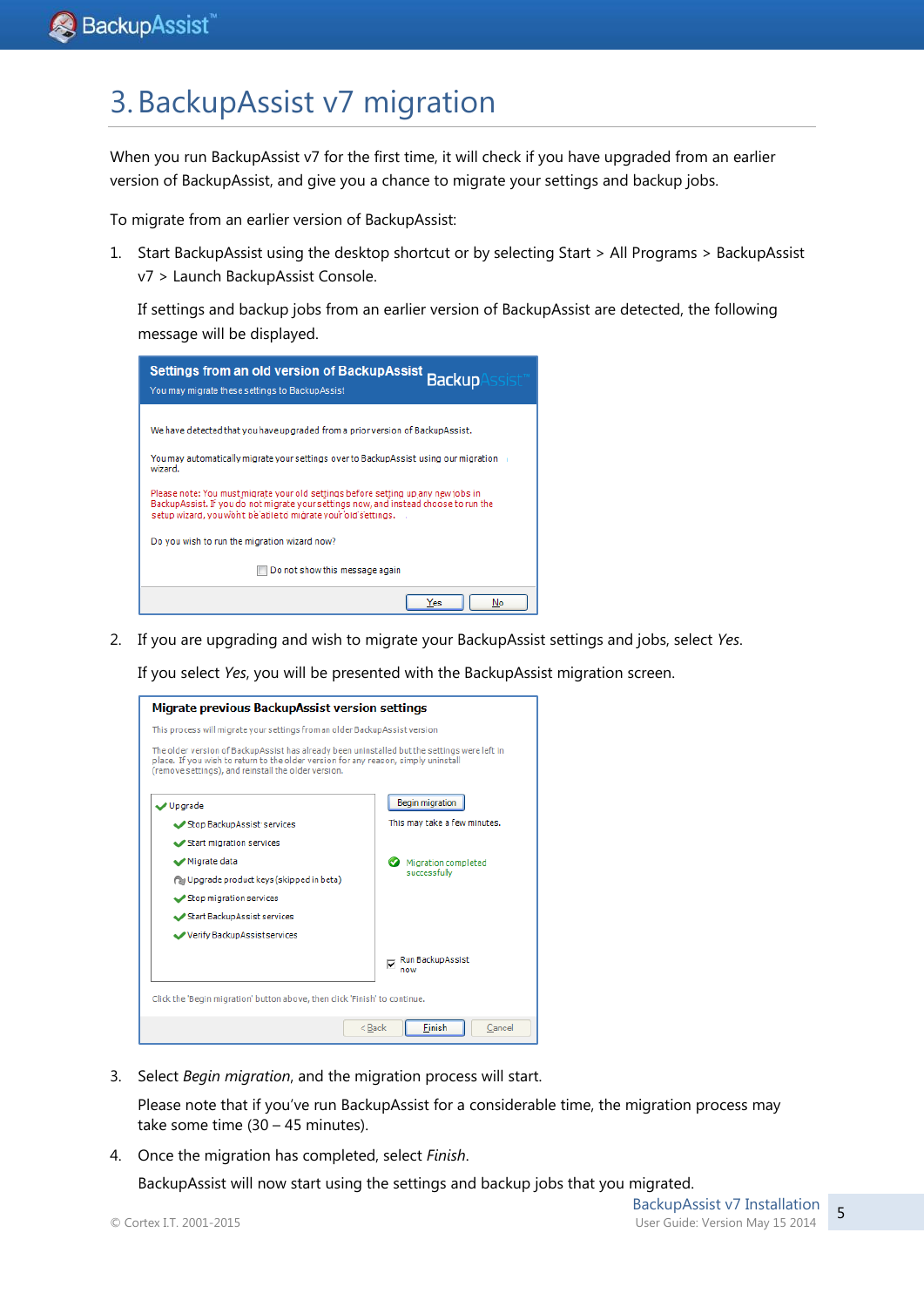# 3. BackupAssist v7 migration

When you run BackupAssist v7 for the first time, it will check if you have upgraded from an earlier version of BackupAssist, and give you a chance to migrate your settings and backup jobs.

To migrate from an earlier version of BackupAssist:

1. Start BackupAssist using the desktop shortcut or by selecting Start > All Programs > BackupAssist v7 > Launch BackupAssist Console.

   If settings and backup jobs from an earlier version of BackupAssist are detected, the following message will be displayed.

2. If you are upgrading and wish to migrate your BackupAssist settings and jobs, select *Yes*.

   If you select *Yes*, you will be presented with the BackupAssist migration screen.

3. Select *Begin migration*, and the migration process will start.

   Please note that if you've run BackupAssist for a considerable time, the migration process may take some time (30 – 45 minutes).

4. Once the migration has completed, select *Finish*.

   BackupAssist will now start using the settings and backup jobs that you migrated.